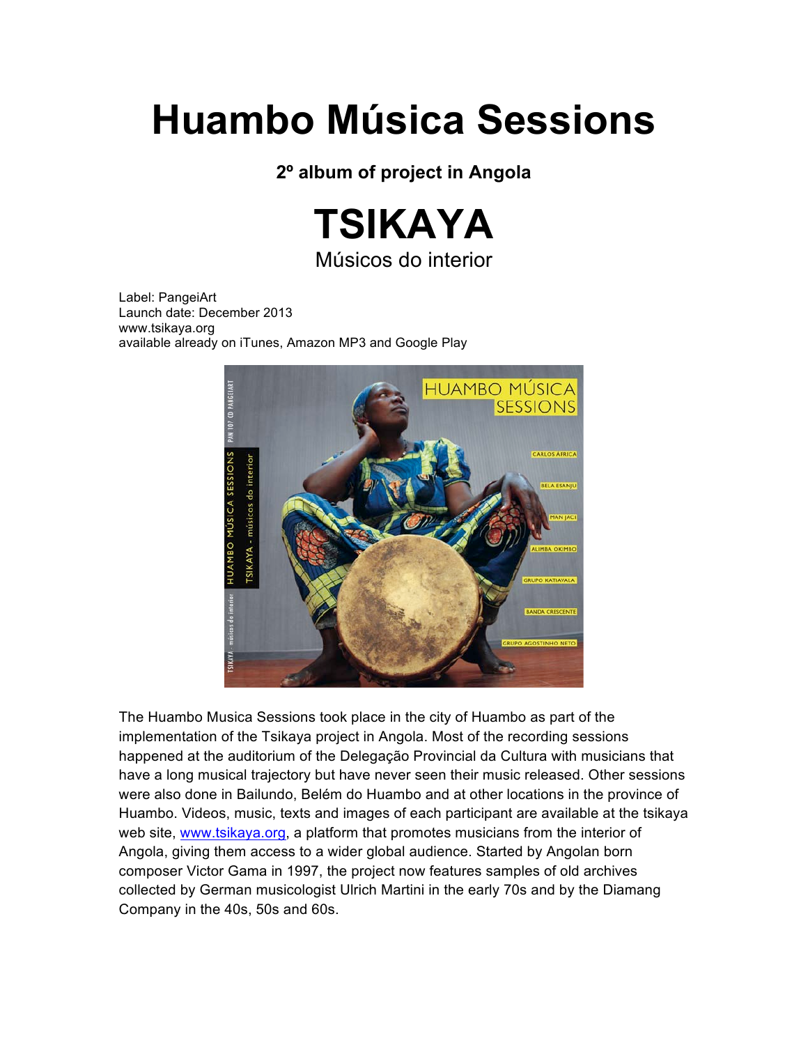# Huambo Música Sessions

**2º album of project in Angola**

# TSIKAYA

Músicos do interior

Label: PangeiArt
Launch date: December 2013
www.tsikaya.org
available already on iTunes, Amazon MP3 and Google Play

The Huambo Musica Sessions took place in the city of Huambo as part of the implementation of the Tsikaya project in Angola. Most of the recording sessions happened at the auditorium of the Delegação Provincial da Cultura with musicians that have a long musical trajectory but have never seen their music released. Other sessions were also done in Bailundo, Belém do Huambo and at other locations in the province of Huambo. Videos, music, texts and images of each participant are available at the tsikaya web site, www.tsikaya.org, a platform that promotes musicians from the interior of Angola, giving them access to a wider global audience. Started by Angolan born composer Victor Gama in 1997, the project now features samples of old archives collected by German musicologist Ulrich Martini in the early 70s and by the Diamang Company in the 40s, 50s and 60s.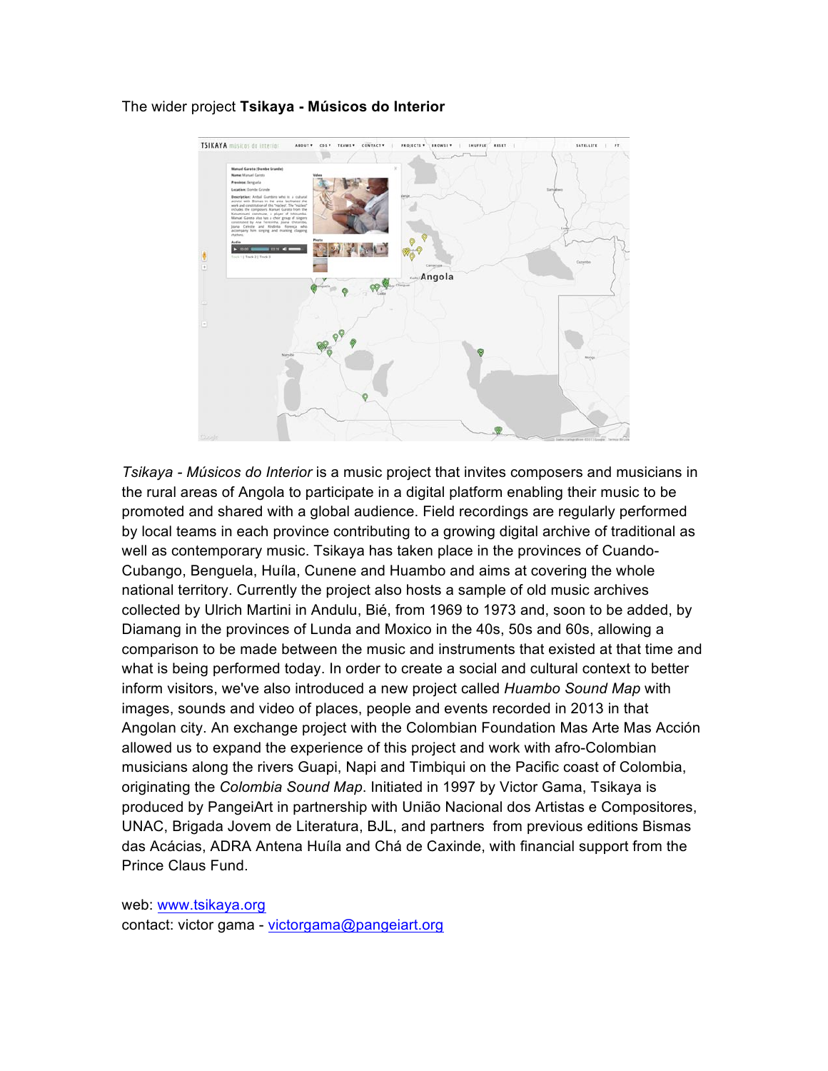The wider project **Tsikaya - Músicos do Interior**

*Tsikaya - Músicos do Interior* is a music project that invites composers and musicians in the rural areas of Angola to participate in a digital platform enabling their music to be promoted and shared with a global audience. Field recordings are regularly performed by local teams in each province contributing to a growing digital archive of traditional as well as contemporary music. Tsikaya has taken place in the provinces of Cuando-Cubango, Benguela, Huíla, Cunene and Huambo and aims at covering the whole national territory. Currently the project also hosts a sample of old music archives collected by Ulrich Martini in Andulu, Bié, from 1969 to 1973 and, soon to be added, by Diamang in the provinces of Lunda and Moxico in the 40s, 50s and 60s, allowing a comparison to be made between the music and instruments that existed at that time and what is being performed today. In order to create a social and cultural context to better inform visitors, we've also introduced a new project called *Huambo Sound Map* with images, sounds and video of places, people and events recorded in 2013 in that Angolan city. An exchange project with the Colombian Foundation Mas Arte Mas Acción allowed us to expand the experience of this project and work with afro-Colombian musicians along the rivers Guapi, Napi and Timbiqui on the Pacific coast of Colombia, originating the *Colombia Sound Map*. Initiated in 1997 by Victor Gama, Tsikaya is produced by PangeiArt in partnership with União Nacional dos Artistas e Compositores, UNAC, Brigada Jovem de Literatura, BJL, and partners from previous editions Bismas das Acácias, ADRA Antena Huíla and Chá de Caxinde, with financial support from the Prince Claus Fund.

web: [www.tsikaya.org](http://www.tsikaya.org)
contact: victor gama - [victorgama@pangeiart.org](mailto:victorgama@pangeiart.org)